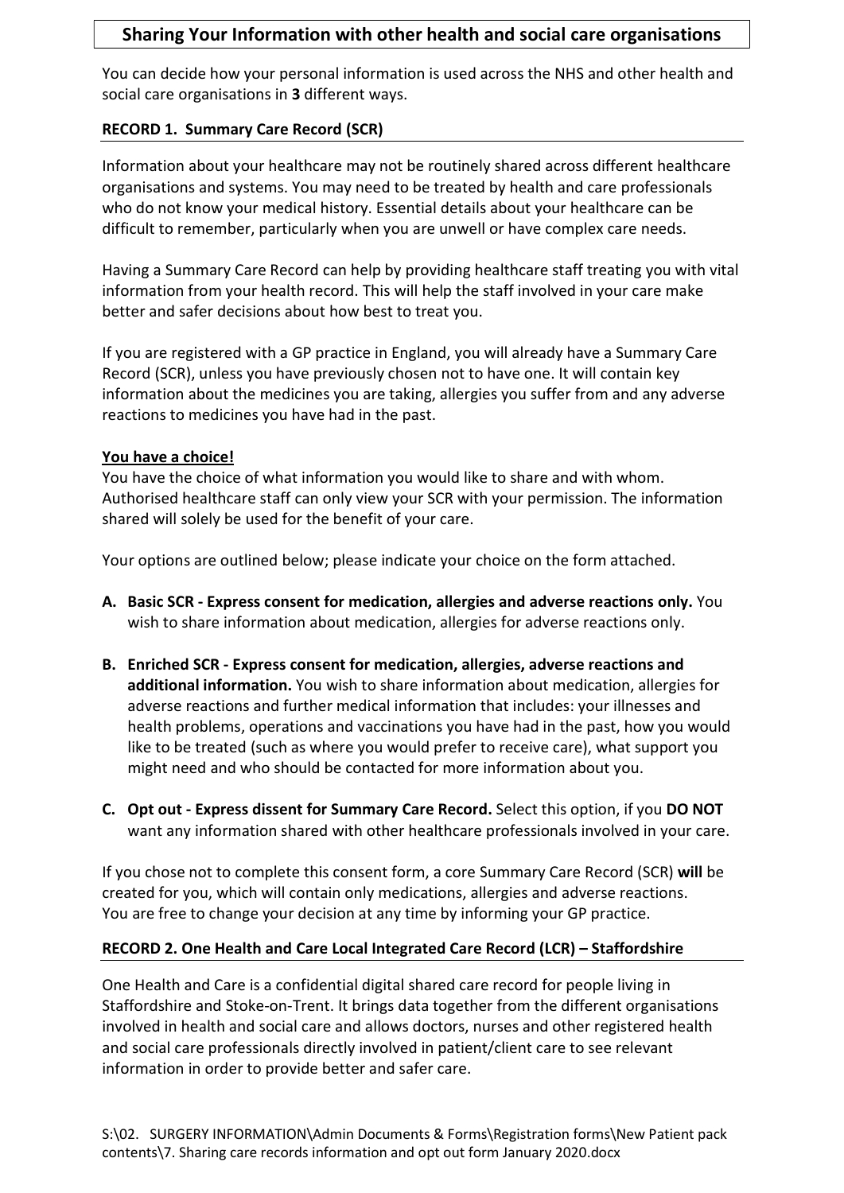# Sharing Your Information with other health and social care organisations

You can decide how your personal information is used across the NHS and other health and social care organisations in **3** different ways.

## RECORD 1. Summary Care Record (SCR)

Information about your healthcare may not be routinely shared across different healthcare organisations and systems. You may need to be treated by health and care professionals who do not know your medical history. Essential details about your healthcare can be difficult to remember, particularly when you are unwell or have complex care needs.

Having a Summary Care Record can help by providing healthcare staff treating you with vital information from your health record. This will help the staff involved in your care make better and safer decisions about how best to treat you.

If you are registered with a GP practice in England, you will already have a Summary Care Record (SCR), unless you have previously chosen not to have one. It will contain key information about the medicines you are taking, allergies you suffer from and any adverse reactions to medicines you have had in the past.

**You have a choice!**

You have the choice of what information you would like to share and with whom. Authorised healthcare staff can only view your SCR with your permission. The information shared will solely be used for the benefit of your care.

Your options are outlined below; please indicate your choice on the form attached.

**A. Basic SCR - Express consent for medication, allergies and adverse reactions only.** You wish to share information about medication, allergies for adverse reactions only.

**B. Enriched SCR - Express consent for medication, allergies, adverse reactions and additional information.** You wish to share information about medication, allergies for adverse reactions and further medical information that includes: your illnesses and health problems, operations and vaccinations you have had in the past, how you would like to be treated (such as where you would prefer to receive care), what support you might need and who should be contacted for more information about you.

**C. Opt out - Express dissent for Summary Care Record.** Select this option, if you **DO NOT** want any information shared with other healthcare professionals involved in your care.

If you chose not to complete this consent form, a core Summary Care Record (SCR) **will** be created for you, which will contain only medications, allergies and adverse reactions. You are free to change your decision at any time by informing your GP practice.

## RECORD 2. One Health and Care Local Integrated Care Record (LCR) – Staffordshire

One Health and Care is a confidential digital shared care record for people living in Staffordshire and Stoke-on-Trent. It brings data together from the different organisations involved in health and social care and allows doctors, nurses and other registered health and social care professionals directly involved in patient/client care to see relevant information in order to provide better and safer care.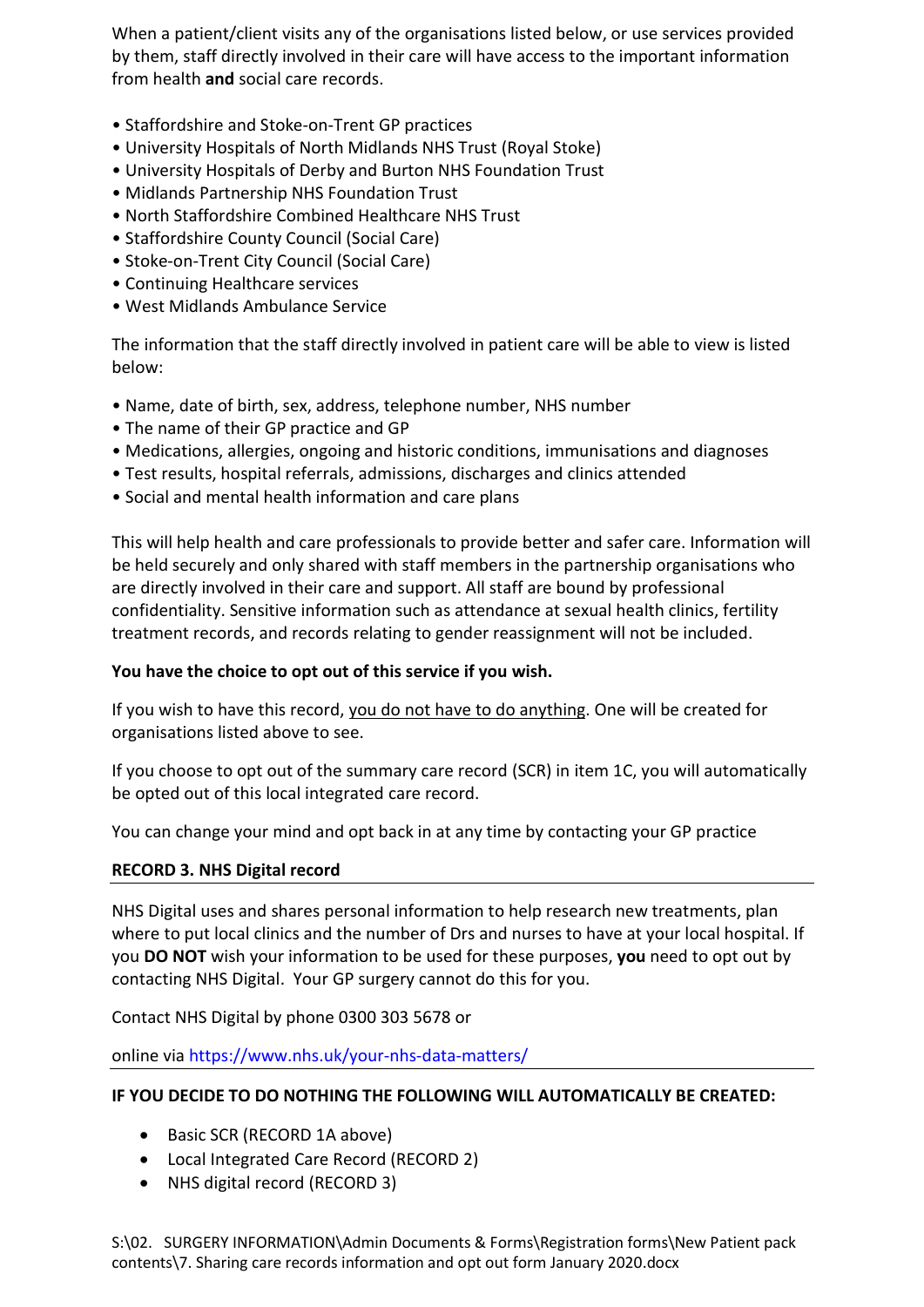When a patient/client visits any of the organisations listed below, or use services provided by them, staff directly involved in their care will have access to the important information from health **and** social care records.

- Staffordshire and Stoke-on-Trent GP practices
- University Hospitals of North Midlands NHS Trust (Royal Stoke)
- University Hospitals of Derby and Burton NHS Foundation Trust
- Midlands Partnership NHS Foundation Trust
- North Staffordshire Combined Healthcare NHS Trust
- Staffordshire County Council (Social Care)
- Stoke-on-Trent City Council (Social Care)
- Continuing Healthcare services
- West Midlands Ambulance Service

The information that the staff directly involved in patient care will be able to view is listed below:

- Name, date of birth, sex, address, telephone number, NHS number
- The name of their GP practice and GP
- Medications, allergies, ongoing and historic conditions, immunisations and diagnoses
- Test results, hospital referrals, admissions, discharges and clinics attended
- Social and mental health information and care plans

This will help health and care professionals to provide better and safer care. Information will be held securely and only shared with staff members in the partnership organisations who are directly involved in their care and support. All staff are bound by professional confidentiality. Sensitive information such as attendance at sexual health clinics, fertility treatment records, and records relating to gender reassignment will not be included.

**You have the choice to opt out of this service if you wish.**

If you wish to have this record, <u>you do not have to do anything</u>. One will be created for organisations listed above to see.

If you choose to opt out of the summary care record (SCR) in item 1C, you will automatically be opted out of this local integrated care record.

You can change your mind and opt back in at any time by contacting your GP practice

**RECORD 3. NHS Digital record**

NHS Digital uses and shares personal information to help research new treatments, plan where to put local clinics and the number of Drs and nurses to have at your local hospital. If you **DO NOT** wish your information to be used for these purposes, **you** need to opt out by contacting NHS Digital. Your GP surgery cannot do this for you.

Contact NHS Digital by phone 0300 303 5678 or

online via https://www.nhs.uk/your-nhs-data-matters/

**IF YOU DECIDE TO DO NOTHING THE FOLLOWING WILL AUTOMATICALLY BE CREATED:**

- Basic SCR (RECORD 1A above)
- Local Integrated Care Record (RECORD 2)
- NHS digital record (RECORD 3)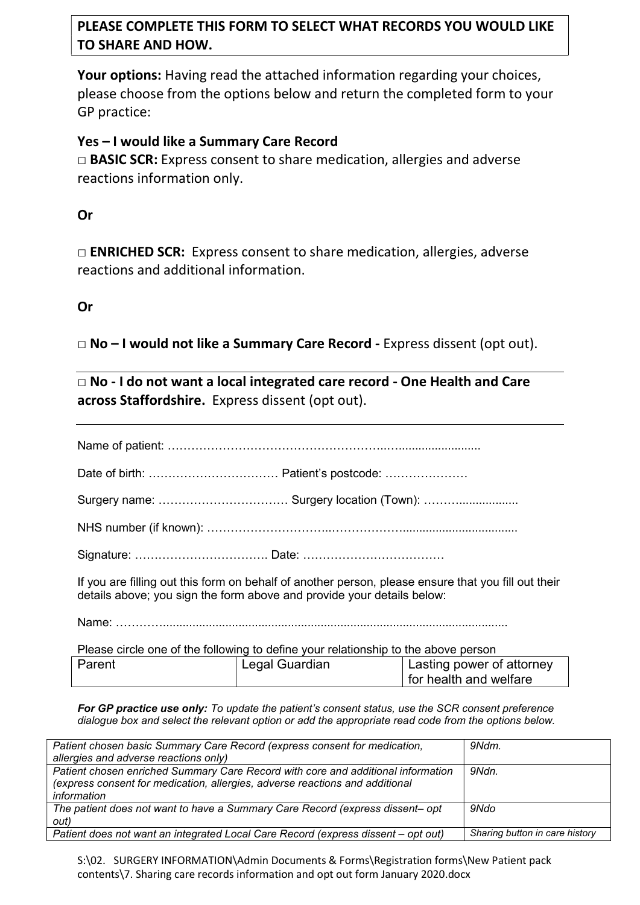**PLEASE COMPLETE THIS FORM TO SELECT WHAT RECORDS YOU WOULD LIKE TO SHARE AND HOW.**

**Your options:** Having read the attached information regarding your choices, please choose from the options below and return the completed form to your GP practice:

**Yes – I would like a Summary Care Record**

□ **BASIC SCR:** Express consent to share medication, allergies and adverse reactions information only.

**Or**

□ **ENRICHED SCR:** Express consent to share medication, allergies, adverse reactions and additional information.

**Or**

□ **No – I would not like a Summary Care Record -** Express dissent (opt out).

□ **No - I do not want a local integrated care record - One Health and Care across Staffordshire.** Express dissent (opt out).

Name of patient: ……………………………………………..…........................

Date of birth: …………………………… Patient's postcode: …………………

Surgery name: …………………………… Surgery location (Town): ………..................

NHS number (if known): ………………………...………………...................................

Signature: ……………………………. Date: ………………………………

If you are filling out this form on behalf of another person, please ensure that you fill out their details above; you sign the form above and provide your details below:

Name: …………..........................................................................................................

Please circle one of the following to define your relationship to the above person

| | | |
|---|---|---|
| Parent | Legal Guardian | Lasting power of attorney for health and welfare |

***For GP practice use only:*** *To update the patient's consent status, use the SCR consent preference dialogue box and select the relevant option or add the appropriate read code from the options below.*

| | |
|---|---|
| *Patient chosen basic Summary Care Record (express consent for medication, allergies and adverse reactions only)* | *9Ndm.* |
| *Patient chosen enriched Summary Care Record with core and additional information (express consent for medication, allergies, adverse reactions and additional information* | *9Ndn.* |
| *The patient does not want to have a Summary Care Record (express dissent– opt out)* | *9Ndo* |
| *Patient does not want an integrated Local Care Record (express dissent – opt out)* | *Sharing button in care history* |

S:\02. SURGERY INFORMATION\Admin Documents & Forms\Registration forms\New Patient pack contents\7. Sharing care records information and opt out form January 2020.docx